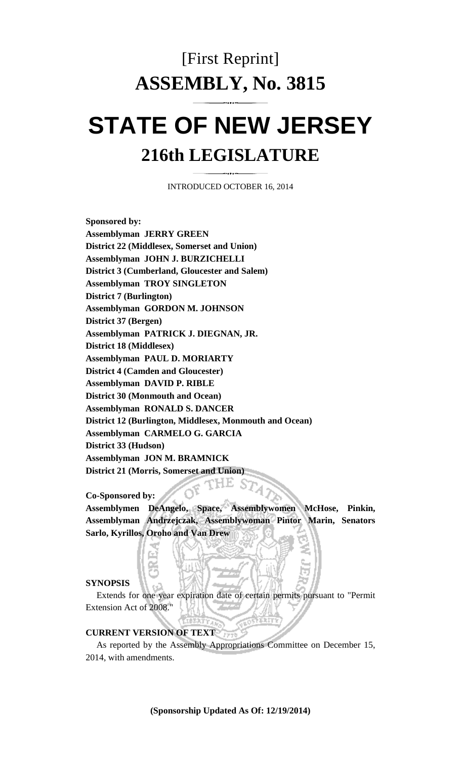# [First Reprint]

# ASSEMBLY, No. 3815

# STATE OF NEW JERSEY

## 216th LEGISLATURE

INTRODUCED OCTOBER 16, 2014

**Sponsored by:**
**Assemblyman JERRY GREEN**
**District 22 (Middlesex, Somerset and Union)**
**Assemblyman JOHN J. BURZICHELLI**
**District 3 (Cumberland, Gloucester and Salem)**
**Assemblyman TROY SINGLETON**
**District 7 (Burlington)**
**Assemblyman GORDON M. JOHNSON**
**District 37 (Bergen)**
**Assemblyman PATRICK J. DIEGNAN, JR.**
**District 18 (Middlesex)**
**Assemblyman PAUL D. MORIARTY**
**District 4 (Camden and Gloucester)**
**Assemblyman DAVID P. RIBLE**
**District 30 (Monmouth and Ocean)**
**Assemblyman RONALD S. DANCER**
**District 12 (Burlington, Middlesex, Monmouth and Ocean)**
**Assemblyman CARMELO G. GARCIA**
**District 33 (Hudson)**
**Assemblyman JON M. BRAMNICK**
**District 21 (Morris, Somerset and Union)**

**Co-Sponsored by:**
**Assemblymen DeAngelo, Space, Assemblywomen McHose, Pinkin, Assemblyman Andrzejczak, Assemblywoman Pintor Marin, Senators Sarlo, Kyrillos, Oroho and Van Drew**

**SYNOPSIS**

Extends for one year expiration date of certain permits pursuant to "Permit Extension Act of 2008."

**CURRENT VERSION OF TEXT**

As reported by the Assembly Appropriations Committee on December 15, 2014, with amendments.

**(Sponsorship Updated As Of: 12/19/2014)**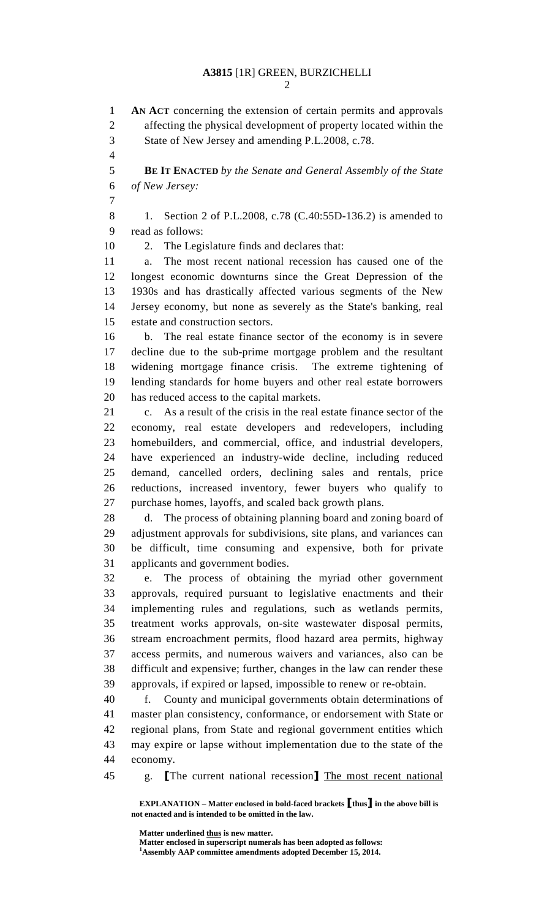AN ACT concerning the extension of certain permits and approvals affecting the physical development of property located within the State of New Jersey and amending P.L.2008, c.78.

**BE IT ENACTED** *by the Senate and General Assembly of the State of New Jersey:*

1. Section 2 of P.L.2008, c.78 (C.40:55D-136.2) is amended to read as follows:

2. The Legislature finds and declares that:

a. The most recent national recession has caused one of the longest economic downturns since the Great Depression of the 1930s and has drastically affected various segments of the New Jersey economy, but none as severely as the State's banking, real estate and construction sectors.

b. The real estate finance sector of the economy is in severe decline due to the sub-prime mortgage problem and the resultant widening mortgage finance crisis. The extreme tightening of lending standards for home buyers and other real estate borrowers has reduced access to the capital markets.

c. As a result of the crisis in the real estate finance sector of the economy, real estate developers and redevelopers, including homebuilders, and commercial, office, and industrial developers, have experienced an industry-wide decline, including reduced demand, cancelled orders, declining sales and rentals, price reductions, increased inventory, fewer buyers who qualify to purchase homes, layoffs, and scaled back growth plans.

d. The process of obtaining planning board and zoning board of adjustment approvals for subdivisions, site plans, and variances can be difficult, time consuming and expensive, both for private applicants and government bodies.

e. The process of obtaining the myriad other government approvals, required pursuant to legislative enactments and their implementing rules and regulations, such as wetlands permits, treatment works approvals, on-site wastewater disposal permits, stream encroachment permits, flood hazard area permits, highway access permits, and numerous waivers and variances, also can be difficult and expensive; further, changes in the law can render these approvals, if expired or lapsed, impossible to renew or re-obtain.

f. County and municipal governments obtain determinations of master plan consistency, conformance, or endorsement with State or regional plans, from State and regional government entities which may expire or lapse without implementation due to the state of the economy.

g. [The current national recession] <u>The most recent national</u>

**EXPLANATION – Matter enclosed in bold-faced brackets [thus] in the above bill is not enacted and is intended to be omitted in the law.**

**Matter underlined <u>thus</u> is new matter.**
**Matter enclosed in superscript numerals has been adopted as follows:**
**[1]Assembly AAP committee amendments adopted December 15, 2014.**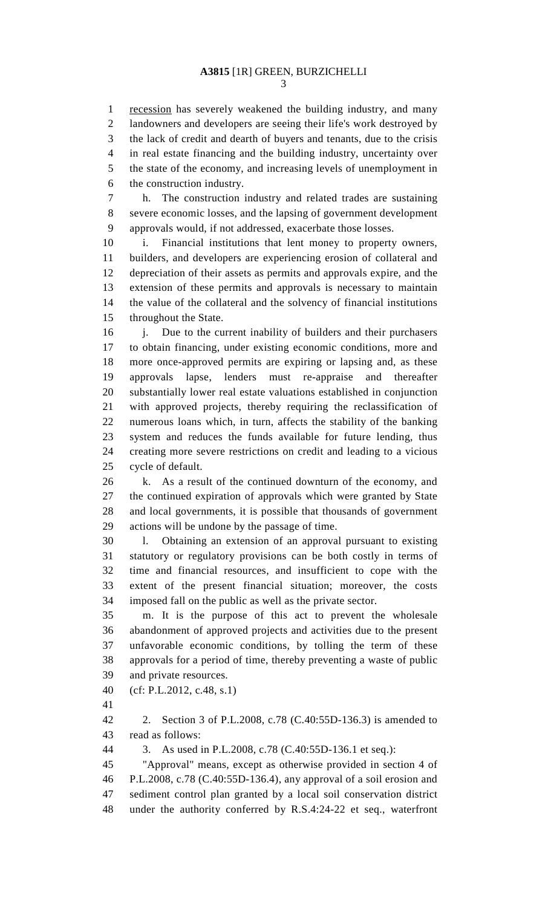recession has severely weakened the building industry, and many landowners and developers are seeing their life's work destroyed by the lack of credit and dearth of buyers and tenants, due to the crisis in real estate financing and the building industry, uncertainty over the state of the economy, and increasing levels of unemployment in the construction industry.

h. The construction industry and related trades are sustaining severe economic losses, and the lapsing of government development approvals would, if not addressed, exacerbate those losses.

i. Financial institutions that lent money to property owners, builders, and developers are experiencing erosion of collateral and depreciation of their assets as permits and approvals expire, and the extension of these permits and approvals is necessary to maintain the value of the collateral and the solvency of financial institutions throughout the State.

j. Due to the current inability of builders and their purchasers to obtain financing, under existing economic conditions, more and more once-approved permits are expiring or lapsing and, as these approvals lapse, lenders must re-appraise and thereafter substantially lower real estate valuations established in conjunction with approved projects, thereby requiring the reclassification of numerous loans which, in turn, affects the stability of the banking system and reduces the funds available for future lending, thus creating more severe restrictions on credit and leading to a vicious cycle of default.

k. As a result of the continued downturn of the economy, and the continued expiration of approvals which were granted by State and local governments, it is possible that thousands of government actions will be undone by the passage of time.

l. Obtaining an extension of an approval pursuant to existing statutory or regulatory provisions can be both costly in terms of time and financial resources, and insufficient to cope with the extent of the present financial situation; moreover, the costs imposed fall on the public as well as the private sector.

m. It is the purpose of this act to prevent the wholesale abandonment of approved projects and activities due to the present unfavorable economic conditions, by tolling the term of these approvals for a period of time, thereby preventing a waste of public and private resources.

(cf: P.L.2012, c.48, s.1)

2. Section 3 of P.L.2008, c.78 (C.40:55D-136.3) is amended to read as follows:

3. As used in P.L.2008, c.78 (C.40:55D-136.1 et seq.):

"Approval" means, except as otherwise provided in section 4 of P.L.2008, c.78 (C.40:55D-136.4), any approval of a soil erosion and sediment control plan granted by a local soil conservation district under the authority conferred by R.S.4:24-22 et seq., waterfront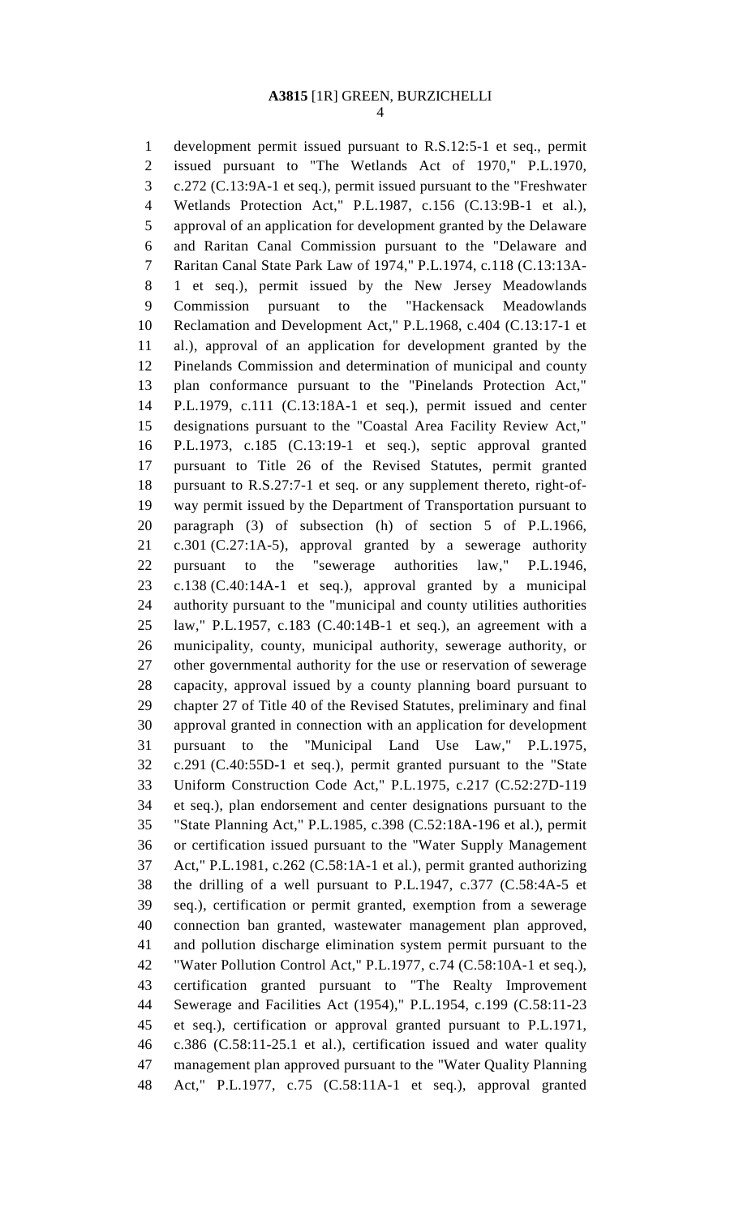development permit issued pursuant to R.S.12:5-1 et seq., permit issued pursuant to "The Wetlands Act of 1970," P.L.1970, c.272 (C.13:9A-1 et seq.), permit issued pursuant to the "Freshwater Wetlands Protection Act," P.L.1987, c.156 (C.13:9B-1 et al.), approval of an application for development granted by the Delaware and Raritan Canal Commission pursuant to the "Delaware and Raritan Canal State Park Law of 1974," P.L.1974, c.118 (C.13:13A-1 et seq.), permit issued by the New Jersey Meadowlands Commission pursuant to the "Hackensack Meadowlands Reclamation and Development Act," P.L.1968, c.404 (C.13:17-1 et al.), approval of an application for development granted by the Pinelands Commission and determination of municipal and county plan conformance pursuant to the "Pinelands Protection Act," P.L.1979, c.111 (C.13:18A-1 et seq.), permit issued and center designations pursuant to the "Coastal Area Facility Review Act," P.L.1973, c.185 (C.13:19-1 et seq.), septic approval granted pursuant to Title 26 of the Revised Statutes, permit granted pursuant to R.S.27:7-1 et seq. or any supplement thereto, right-of-way permit issued by the Department of Transportation pursuant to paragraph (3) of subsection (h) of section 5 of P.L.1966, c.301 (C.27:1A-5), approval granted by a sewerage authority pursuant to the "sewerage authorities law," P.L.1946, c.138 (C.40:14A-1 et seq.), approval granted by a municipal authority pursuant to the "municipal and county utilities authorities law," P.L.1957, c.183 (C.40:14B-1 et seq.), an agreement with a municipality, county, municipal authority, sewerage authority, or other governmental authority for the use or reservation of sewerage capacity, approval issued by a county planning board pursuant to chapter 27 of Title 40 of the Revised Statutes, preliminary and final approval granted in connection with an application for development pursuant to the "Municipal Land Use Law," P.L.1975, c.291 (C.40:55D-1 et seq.), permit granted pursuant to the "State Uniform Construction Code Act," P.L.1975, c.217 (C.52:27D-119 et seq.), plan endorsement and center designations pursuant to the "State Planning Act," P.L.1985, c.398 (C.52:18A-196 et al.), permit or certification issued pursuant to the "Water Supply Management Act," P.L.1981, c.262 (C.58:1A-1 et al.), permit granted authorizing the drilling of a well pursuant to P.L.1947, c.377 (C.58:4A-5 et seq.), certification or permit granted, exemption from a sewerage connection ban granted, wastewater management plan approved, and pollution discharge elimination system permit pursuant to the "Water Pollution Control Act," P.L.1977, c.74 (C.58:10A-1 et seq.), certification granted pursuant to "The Realty Improvement Sewerage and Facilities Act (1954)," P.L.1954, c.199 (C.58:11-23 et seq.), certification or approval granted pursuant to P.L.1971, c.386 (C.58:11-25.1 et al.), certification issued and water quality management plan approved pursuant to the "Water Quality Planning Act," P.L.1977, c.75 (C.58:11A-1 et seq.), approval granted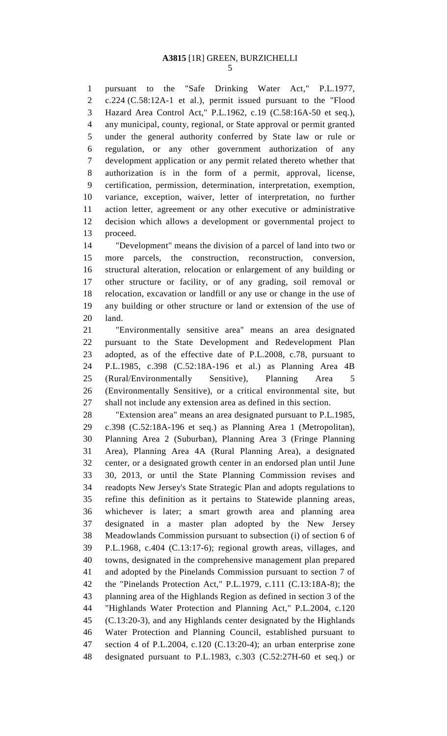pursuant to the "Safe Drinking Water Act," P.L.1977, c.224 (C.58:12A-1 et al.), permit issued pursuant to the "Flood Hazard Area Control Act," P.L.1962, c.19 (C.58:16A-50 et seq.), any municipal, county, regional, or State approval or permit granted under the general authority conferred by State law or rule or regulation, or any other government authorization of any development application or any permit related thereto whether that authorization is in the form of a permit, approval, license, certification, permission, determination, interpretation, exemption, variance, exception, waiver, letter of interpretation, no further action letter, agreement or any other executive or administrative decision which allows a development or governmental project to proceed.

"Development" means the division of a parcel of land into two or more parcels, the construction, reconstruction, conversion, structural alteration, relocation or enlargement of any building or other structure or facility, or of any grading, soil removal or relocation, excavation or landfill or any use or change in the use of any building or other structure or land or extension of the use of land.

"Environmentally sensitive area" means an area designated pursuant to the State Development and Redevelopment Plan adopted, as of the effective date of P.L.2008, c.78, pursuant to P.L.1985, c.398 (C.52:18A-196 et al.) as Planning Area 4B (Rural/Environmentally Sensitive), Planning Area 5 (Environmentally Sensitive), or a critical environmental site, but shall not include any extension area as defined in this section.

"Extension area" means an area designated pursuant to P.L.1985, c.398 (C.52:18A-196 et seq.) as Planning Area 1 (Metropolitan), Planning Area 2 (Suburban), Planning Area 3 (Fringe Planning Area), Planning Area 4A (Rural Planning Area), a designated center, or a designated growth center in an endorsed plan until June 30, 2013, or until the State Planning Commission revises and readopts New Jersey's State Strategic Plan and adopts regulations to refine this definition as it pertains to Statewide planning areas, whichever is later; a smart growth area and planning area designated in a master plan adopted by the New Jersey Meadowlands Commission pursuant to subsection (i) of section 6 of P.L.1968, c.404 (C.13:17-6); regional growth areas, villages, and towns, designated in the comprehensive management plan prepared and adopted by the Pinelands Commission pursuant to section 7 of the "Pinelands Protection Act," P.L.1979, c.111 (C.13:18A-8); the planning area of the Highlands Region as defined in section 3 of the "Highlands Water Protection and Planning Act," P.L.2004, c.120 (C.13:20-3), and any Highlands center designated by the Highlands Water Protection and Planning Council, established pursuant to section 4 of P.L.2004, c.120 (C.13:20-4); an urban enterprise zone designated pursuant to P.L.1983, c.303 (C.52:27H-60 et seq.) or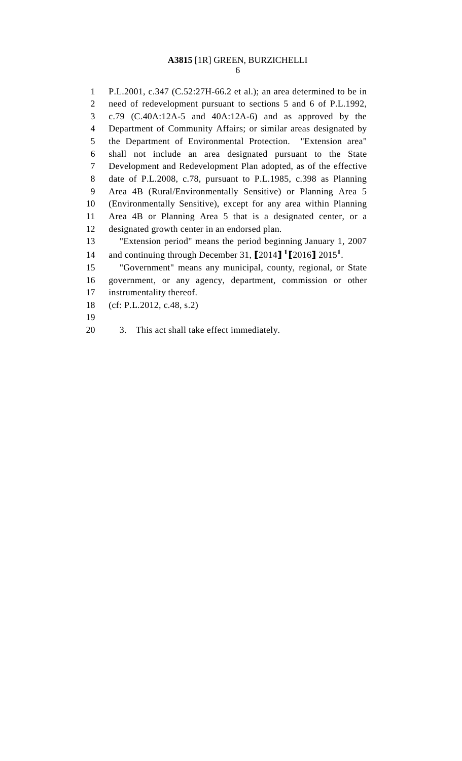P.L.2001, c.347 (C.52:27H-66.2 et al.); an area determined to be in need of redevelopment pursuant to sections 5 and 6 of P.L.1992, c.79 (C.40A:12A-5 and 40A:12A-6) and as approved by the Department of Community Affairs; or similar areas designated by the Department of Environmental Protection. "Extension area" shall not include an area designated pursuant to the State Development and Redevelopment Plan adopted, as of the effective date of P.L.2008, c.78, pursuant to P.L.1985, c.398 as Planning Area 4B (Rural/Environmentally Sensitive) or Planning Area 5 (Environmentally Sensitive), except for any area within Planning Area 4B or Planning Area 5 that is a designated center, or a designated growth center in an endorsed plan.

"Extension period" means the period beginning January 1, 2007 and continuing through December 31, [2014] [1][2016] 2015[1].

"Government" means any municipal, county, regional, or State government, or any agency, department, commission or other instrumentality thereof.

(cf: P.L.2012, c.48, s.2)

3. This act shall take effect immediately.